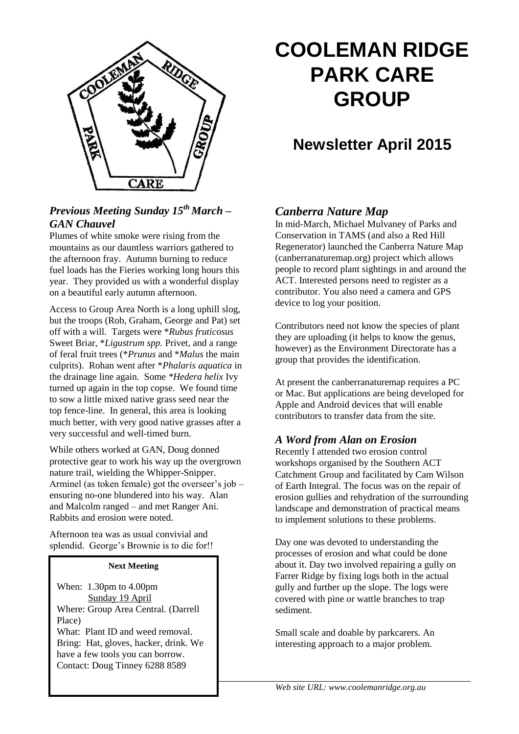# COOLEMAN RIDGE PARK CARE GROUP

## Newsletter April 2015

### *Previous Meeting Sunday 15th March – GAN Chauvel*

Plumes of white smoke were rising from the mountains as our dauntless warriors gathered to the afternoon fray. Autumn burning to reduce fuel loads has the Fieries working long hours this year. They provided us with a wonderful display on a beautiful early autumn afternoon.

Access to Group Area North is a long uphill slog, but the troops (Rob, Graham, George and Pat) set off with a will. Targets were *\*Rubus fruticosus* Sweet Briar, *\*Ligustrum spp.* Privet, and a range of feral fruit trees (*\*Prunus* and *\*Malus* the main culprits). Rohan went after *\*Phalaris aquatica* in the drainage line again. Some *\*Hedera helix* Ivy turned up again in the top copse. We found time to sow a little mixed native grass seed near the top fence-line. In general, this area is looking much better, with very good native grasses after a very successful and well-timed burn.

While others worked at GAN, Doug donned protective gear to work his way up the overgrown nature trail, wielding the Whipper-Snipper. Arminel (as token female) got the overseer's job – ensuring no-one blundered into his way. Alan and Malcolm ranged – and met Ranger Ani. Rabbits and erosion were noted.

Afternoon tea was as usual convivial and splendid. George's Brownie is to die for!!

**Next Meeting**

When: 1.30pm to 4.00pm
Sunday 19 April
Where: Group Area Central. (Darrell Place)
What: Plant ID and weed removal.
Bring: Hat, gloves, hacker, drink. We have a few tools you can borrow.
Contact: Doug Tinney 6288 8589

### *Canberra Nature Map*

In mid-March, Michael Mulvaney of Parks and Conservation in TAMS (and also a Red Hill Regenerator) launched the Canberra Nature Map (canberranaturemap.org) project which allows people to record plant sightings in and around the ACT. Interested persons need to register as a contributor. You also need a camera and GPS device to log your position.

Contributors need not know the species of plant they are uploading (it helps to know the genus, however) as the Environment Directorate has a group that provides the identification.

At present the canberranaturemap requires a PC or Mac. But applications are being developed for Apple and Android devices that will enable contributors to transfer data from the site.

### *A Word from Alan on Erosion*

Recently I attended two erosion control workshops organised by the Southern ACT Catchment Group and facilitated by Cam Wilson of Earth Integral. The focus was on the repair of erosion gullies and rehydration of the surrounding landscape and demonstration of practical means to implement solutions to these problems.

Day one was devoted to understanding the processes of erosion and what could be done about it. Day two involved repairing a gully on Farrer Ridge by fixing logs both in the actual gully and further up the slope. The logs were covered with pine or wattle branches to trap sediment.

Small scale and doable by parkcarers. An interesting approach to a major problem.

*Web site URL: www.coolemanridge.org.au*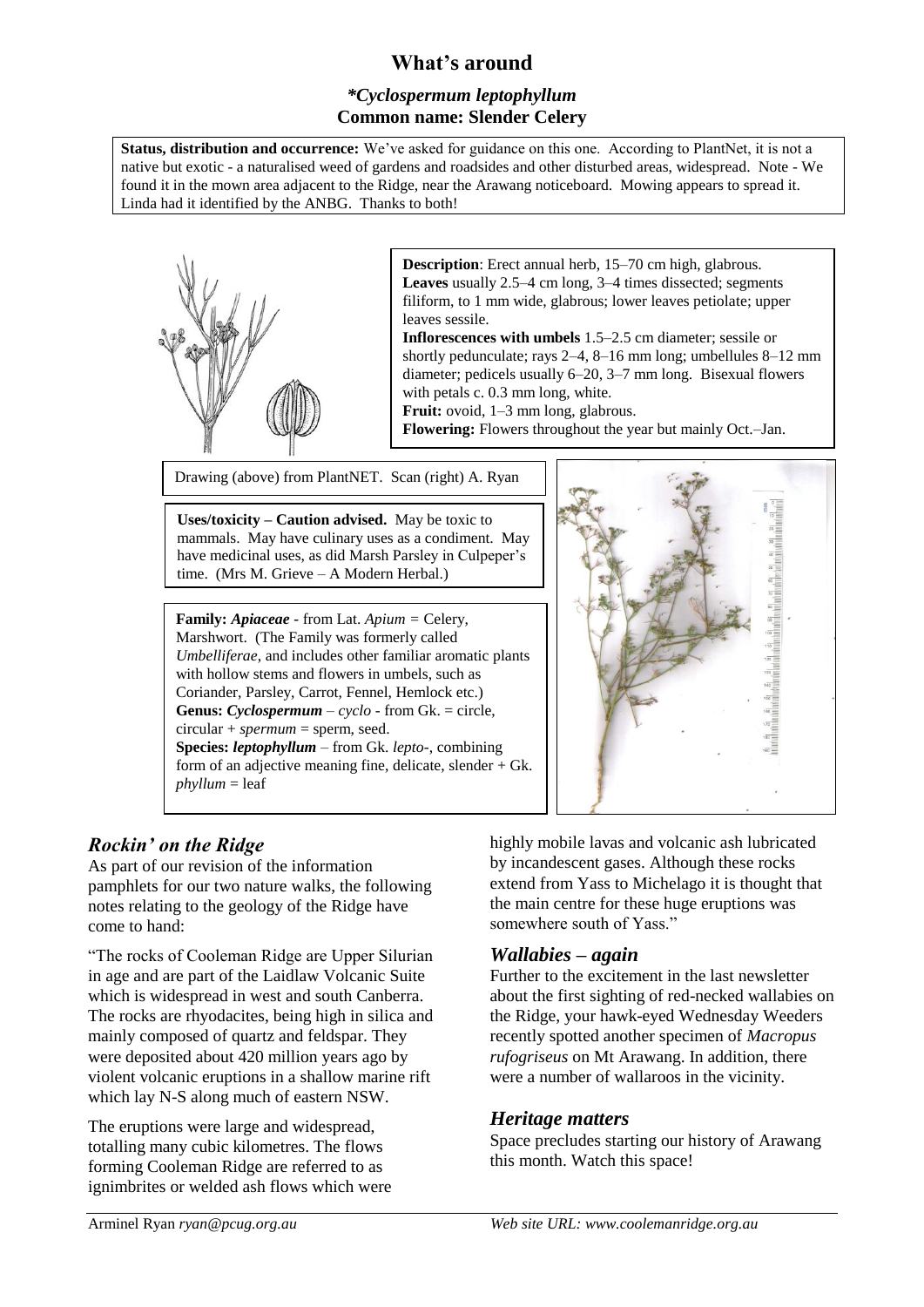# What's around

### *\*Cyclospermum leptophyllum*
**Common name: Slender Celery**

**Status, distribution and occurrence:** We've asked for guidance on this one. According to PlantNet, it is not a native but exotic - a naturalised weed of gardens and roadsides and other disturbed areas, widespread. Note - We found it in the mown area adjacent to the Ridge, near the Arawang noticeboard. Mowing appears to spread it. Linda had it identified by the ANBG. Thanks to both!

**Description**: Erect annual herb, 15–70 cm high, glabrous.
**Leaves** usually 2.5–4 cm long, 3–4 times dissected; segments filiform, to 1 mm wide, glabrous; lower leaves petiolate; upper leaves sessile.
**Inflorescences with umbels** 1.5–2.5 cm diameter; sessile or shortly pedunculate; rays 2–4, 8–16 mm long; umbellules 8–12 mm diameter; pedicels usually 6–20, 3–7 mm long. Bisexual flowers with petals c. 0.3 mm long, white.
**Fruit:** ovoid, 1–3 mm long, glabrous.
**Flowering:** Flowers throughout the year but mainly Oct.–Jan.

Drawing (above) from PlantNET. Scan (right) A. Ryan

**Uses/toxicity – Caution advised.** May be toxic to mammals. May have culinary uses as a condiment. May have medicinal uses, as did Marsh Parsley in Culpeper's time. (Mrs M. Grieve – A Modern Herbal.)

**Family:** ***Apiaceae*** - from Lat. *Apium =* Celery, Marshwort. (The Family was formerly called *Umbelliferae*, and includes other familiar aromatic plants with hollow stems and flowers in umbels, such as Coriander, Parsley, Carrot, Fennel, Hemlock etc.)
**Genus:** ***Cyclospermum*** – *cyclo* - from Gk. = circle, circular + *spermum* = sperm, seed.
**Species:** ***leptophyllum*** – from Gk. *lepto*-, combining form of an adjective meaning fine, delicate, slender + Gk. *phyllum* = leaf

## *Rockin' on the Ridge*

As part of our revision of the information pamphlets for our two nature walks, the following notes relating to the geology of the Ridge have come to hand:

"The rocks of Cooleman Ridge are Upper Silurian in age and are part of the Laidlaw Volcanic Suite which is widespread in west and south Canberra. The rocks are rhyodacites, being high in silica and mainly composed of quartz and feldspar. They were deposited about 420 million years ago by violent volcanic eruptions in a shallow marine rift which lay N-S along much of eastern NSW.

The eruptions were large and widespread, totalling many cubic kilometres. The flows forming Cooleman Ridge are referred to as ignimbrites or welded ash flows which were highly mobile lavas and volcanic ash lubricated by incandescent gases. Although these rocks extend from Yass to Michelago it is thought that the main centre for these huge eruptions was somewhere south of Yass."

## *Wallabies – again*

Further to the excitement in the last newsletter about the first sighting of red-necked wallabies on the Ridge, your hawk-eyed Wednesday Weeders recently spotted another specimen of *Macropus rufogriseus* on Mt Arawang. In addition, there were a number of wallaroos in the vicinity.

## *Heritage matters*

Space precludes starting our history of Arawang this month. Watch this space!

Arminel Ryan *ryan@pcug.org.au* *Web site URL: www.coolemanridge.org.au*